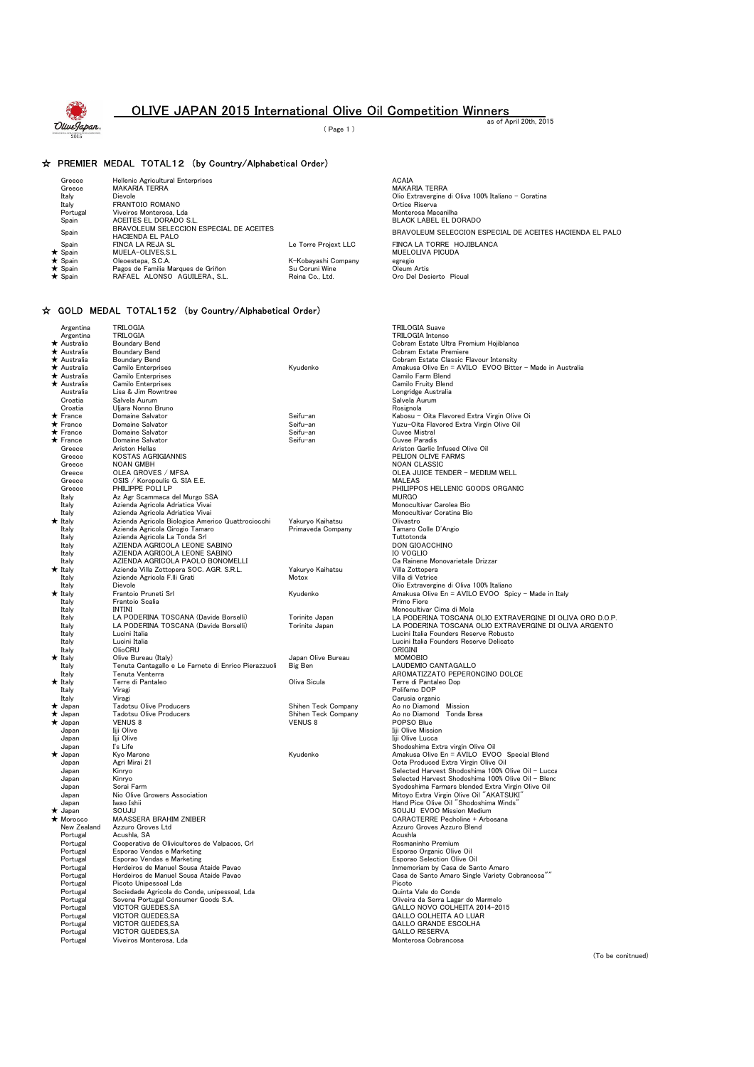# OLIVE JAPAN 2015 International Olive Oil Competition Winners

as of April 20th, 2015

## ☆ PREMIER MEDAL TOTAL12 (by Country/Alphabetical Order)

| | Country | Producer | Importer | Product |
|---|---|---|---|---|
| | Greece | Hellenic Agricultural Enterprises | | ACAIA |
| | Greece | MAKARIA TERRA | | MAKARIA TERRA |
| | Italy | Dievole | | Olio Extravergine di Oliva 100% Italiano - Coratina |
| | Italy | FRANTOIO ROMANO | | Ortice Riserva |
| | Portugal | Viveiros Monterosa, Lda | | Monterosa Macanilha |
| | Spain | ACEITES EL DORADO S.L. | | BLACK LABEL EL DORADO |
| | Spain | BRAVOLEUM SELECCION ESPECIAL DE ACEITES HACIENDA EL PALO | | BRAVOLEUM SELECCION ESPECIAL DE ACEITES HACIENDA EL PALO |
| | Spain | FINCA LA REJA SL | Le Torre Projext LLC | FINCA LA TORRE HOJIBLANCA |
| ★ | Spain | MUELA-OLIVES,S.L. | | MUELOLIVA PICUDA |
| ★ | Spain | Oleoestepa, S.C.A. | K-Kobayashi Company | egregio |
| ★ | Spain | Pagos de Familia Marques de Griñon | Su Coruni Wine | Oleum Artis |
| ★ | Spain | RAFAEL ALONSO AGUILERA, S.L. | Reina Co., Ltd. | Oro Del Desierto Picual |

## ☆ GOLD MEDAL TOTAL152 (by Country/Alphabetical Order)

| | Country | Producer | Importer | Product |
|---|---|---|---|---|
| | Argentina | TRILOGIA | | TRILOGIA Suave |
| | Argentina | TRILOGIA | | TRILOGIA Intenso |
| ★ | Australia | Boundary Bend | | Cobram Estate Ultra Premium Hojiblanca |
| ★ | Australia | Boundary Bend | | Cobram Estate Premiere |
| ★ | Australia | Boundary Bend | | Cobram Estate Classic Flavour Intensity |
| ★ | Australia | Camilo Enterprises | Kyudenko | Amakusa Olive En = AVILO EVOO Bitter - Made in Australia |
| ★ | Australia | Camilo Enterprises | | Camilo Farm Blend |
| ★ | Australia | Camilo Enterprises | | Camilo Fruity Blend |
| | Australia | Lisa & Jim Rowntree | | Longridge Australia |
| | Croatia | Salvela Aurum | | Salvela Aurum |
| | Croatia | Uljara Nonno Bruno | | Rosignola |
| ★ | France | Domaine Salvator | Seifu-an | Kabosu - Oita Flavored Extra Virgin Olive Oi |
| ★ | France | Domaine Salvator | Seifu-an | Yuzu-Oita Flavored Extra Virgin Olive Oil |
| ★ | France | Domaine Salvator | Seifu-an | Cuvee Mistral |
| ★ | France | Domaine Salvator | Seifu-an | Cuvee Paradis |
| | Greece | Ariston Hellas | | Ariston Garlic Infused Olive Oil |
| | Greece | KOSTAS AGRIGIANNIS | | PELION OLIVE FARMS |
| | Greece | NOAN GMBH | | NOAN CLASSIC |
| | Greece | OLEA GROVES / MFSA | | OLEA JUICE TENDER - MEDIUM WELL |
| | Greece | OSIS / Koropoulis G. SIA E.E. | | MALEAS |
| | Greece | PHILIPPE POLI LP | | PHILIPPOS HELLENIC GOODS ORGANIC |
| | Italy | Az Agr Scammaca del Murgo SSA | | MURGO |
| | Italy | Azienda Agricola Adriatica Vivai | | Monocultivar Carolea Bio |
| | Italy | Azienda Agricola Adriatica Vivai | | Monocultivar Coratina Bio |
| ★ | Italy | Azienda Agricola Biologica Americo Quattrociocchi | Yakuryo Kaihatsu | Olivastro |
| | Italy | Azienda Agricola Girogio Tamaro | Primaveda Company | Tamaro Colle D'Angio |
| | Italy | Azienda Agricola La Tonda Srl | | Tuttotonda |
| | Italy | AZIENDA AGRICOLA LEONE SABINO | | DON GIOACCHINO |
| | Italy | AZIENDA AGRICOLA LEONE SABINO | | IO VOGLIO |
| | Italy | AZIENDA AGRICOLA PAOLO BONOMELLI | | Ca Rainene Monovarietale Drizzar |
| ★ | Italy | Azienda Villa Zottopera SOC. AGR. S.R.L. | Yakuryo Kaihatsu | Villa Zottopera |
| | Italy | Aziende Agricole F.lli Grati | Motox | Villa di Vetrice |
| | Italy | Dievole | | Olio Extravergine di Oliva 100% Italiano |
| ★ | Italy | Frantoio Pruneti Srl | Kyudenko | Amakusa Olive En = AVILO EVOO Spicy - Made in Italy |
| | Italy | Frantoio Scalia | | Primo Fiore |
| | Italy | INTINI | | Monocultivar Cima di Mola |
| | Italy | LA PODERINA TOSCANA (Davide Borselli) | Torinite Japan | LA PODERINA TOSCANA OLIO EXTRAVERGINE DI OLIVA ORO D.O.P. |
| | Italy | LA PODERINA TOSCANA (Davide Borselli) | Torinite Japan | LA PODERINA TOSCANA OLIO EXTRAVERGINE DI OLIVA ARGENTO |
| | Italy | Lucini Italia | | Lucini Italia Founders Reserve Robusto |
| | Italy | Lucini Italia | | Lucini Italia Founders Reserve Delicato |
| | Italy | OlioCRU | | ORIGINI |
| ★ | Italy | Olive Bureau (Italy) | Japan Olive Bureau | MOMOBIO |
| | Italy | Tenuta Cantagallo e Le Farnete di Enrico Pierazzuoli | Big Ben | LAUDEMIO CANTAGALLO |
| | Italy | Tenuta Venterra | | AROMATIZZATO PEPERONCINO DOLCE |
| ★ | Italy | Terre di Pantaleo | Oliva Sicula | Terre di Pantaleo Dop |
| | Italy | Viragi | | Polifemo DOP |
| | Italy | Viragi | | Carusia organic |
| ★ | Japan | Tadotsu Olive Producers | Shihen Teck Company | Ao no Diamond Mission |
| ★ | Japan | Tadotsu Olive Producers | Shihen Teck Company | Ao no Diamond Tonda Ibrea |
| ★ | Japan | VENUS 8 | VENUS 8 | POPSO Blue |
| | Japan | Iiji Olive | | Iiji Olive Mission |
| | Japan | Iiji Olive | | Iiji Olive Lucca |
| | Japan | I's Life | | Shodoshima Extra virgin Olive Oil |
| ★ | Japan | Kyo Marone | Kyudenko | Amakusa Olive En = AVILO EVOO Special Blend |
| | Japan | Agri Mirai 21 | | Oota Produced Extra Virgin Olive Oil |
| | Japan | Kinryo | | Selected Harvest Shodoshima 100% Olive Oil - Lucca |
| | Japan | Kinryo | | Selected Harvest Shodoshima 100% Olive Oil - Blenc |
| | Japan | Sorai Farm | | Syodoshima Farmars blended Extra Virgin Olive Oil |
| | Japan | Nio Olive Growers Association | | Mitoyo Extra Virgin Olive Oil "AKATSUKI" |
| | Japan | Iwao Ishii | | Hand Pice Olive Oil "Shodoshima Winds" |
| ★ | Japan | SOUJU | | SOUJU EVOO Mission Medium |
| ★ | Morocco | MAASSERA BRAHIM ZNIBER | | CARACTERRE Pecholine + Arbosana |
| | New Zealand | Azzuro Groves Ltd | | Azzuro Groves Azzuro Blend |
| | Portugal | Acushla, SA | | Acushla |
| | Portugal | Cooperativa de Olivicultores de Valpacos, Crl | | Rosmaninho Premium |
| | Portugal | Esporao Vendas e Marketing | | Esporao Organic Olive Oil |
| | Portugal | Esporao Vendas e Marketing | | Esporao Selection Olive Oil |
| | Portugal | Herdeiros de Manuel Sousa Ataide Pavao | | Inmemoriam by Casa de Santo Amaro |
| | Portugal | Herdeiros de Manuel Sousa Ataide Pavao | | Casa de Santo Amaro Single Variety Cobrancosa"" |
| | Portugal | Picoto Unipessoal Lda | | Picoto |
| | Portugal | Sociedade Agricola do Conde, unipessoal, Lda | | Quinta Vale do Conde |
| | Portugal | Sovena Portugal Consumer Goods S.A. | | Oliveira da Serra Lagar do Marmelo |
| | Portugal | VICTOR GUEDES,SA | | GALLO NOVO COLHEITA 2014-2015 |
| | Portugal | VICTOR GUEDES,SA | | GALLO COLHEITA AO LUAR |
| | Portugal | VICTOR GUEDES,SA | | GALLO GRANDE ESCOLHA |
| | Portugal | VICTOR GUEDES,SA | | GALLO RESERVA |
| | Portugal | Viveiros Monterosa, Lda | | Monterosa Cobrancosa |

(To be conitnued)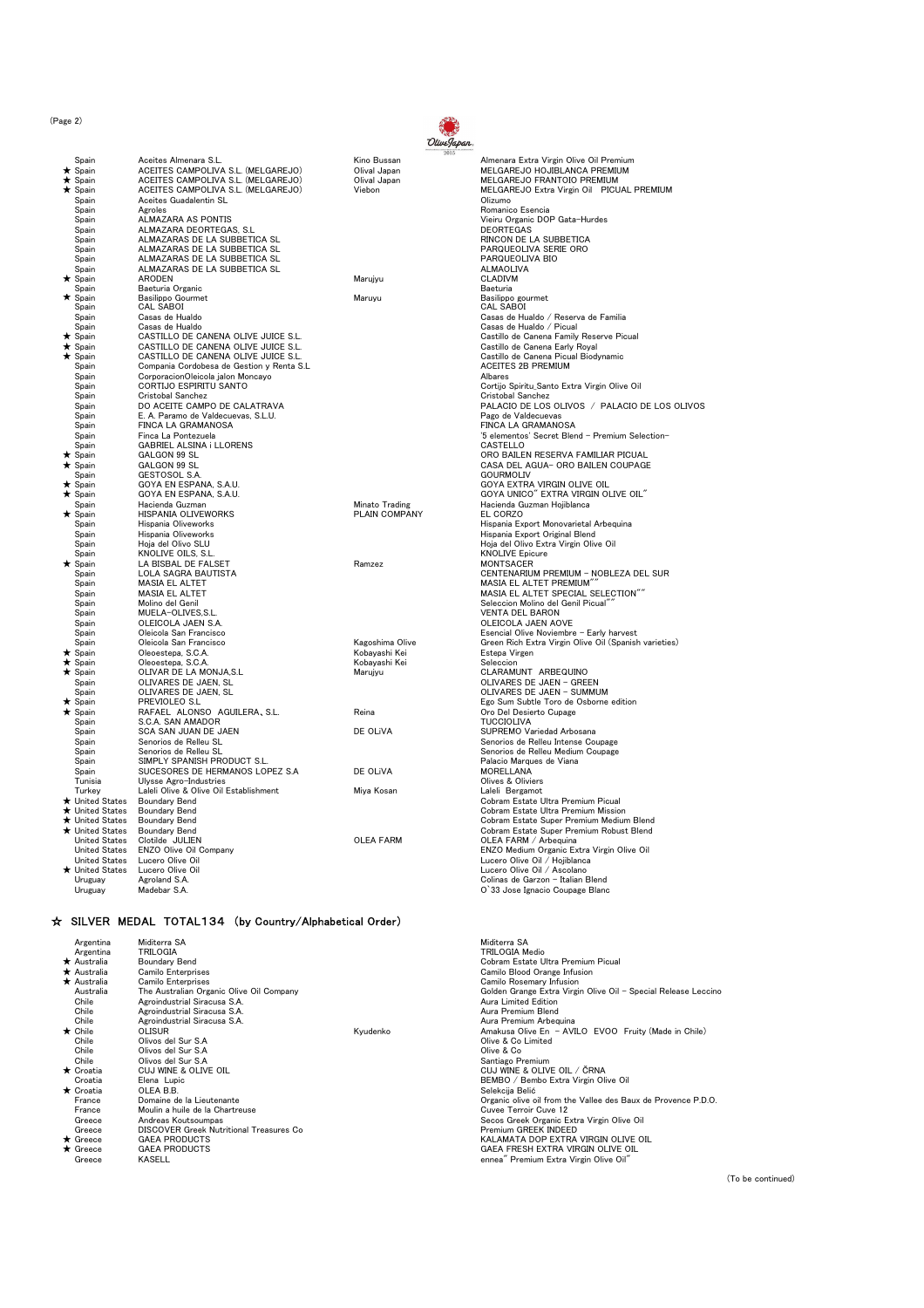| | Country | Company | Importer | Product |
|---|---|---|---|---|
| | Spain | Aceites Almenara S.L. | Kino Bussan | Almenara Extra Virgin Olive Oil Premium |
| ★ | Spain | ACEITES CAMPOLIVA S.L. (MELGAREJO) | Olival Japan | MELGAREJO HOJIBLANCA PREMIUM |
| ★ | Spain | ACEITES CAMPOLIVA S.L. (MELGAREJO) | Olival Japan | MELGAREJO FRANTOIO PREMIUM |
| ★ | Spain | ACEITES CAMPOLIVA S.L. (MELGAREJO) | Viebon | MELGAREJO Extra Virgin Oil　PICUAL PREMIUM |
| | Spain | Aceites Guadalentin SL | | Olizumo |
| | Spain | Agroles | | Romanico Esencia |
| | Spain | ALMAZARA AS PONTIS | | Vieiru Organic DOP Gata-Hurdes |
| | Spain | ALMAZARA DEORTEGAS, S.L | | DEORTEGAS |
| | Spain | ALMAZARAS DE LA SUBBETICA SL | | RINCON DE LA SUBBETICA |
| | Spain | ALMAZARAS DE LA SUBBETICA SL | | PARQUEOLIVA SERIE ORO |
| | Spain | ALMAZARAS DE LA SUBBETICA SL | | PARQUEOLIVA BIO |
| | Spain | ALMAZARAS DE LA SUBBETICA SL | | ALMAOLIVA |
| ★ | Spain | ARODEN | Marujyu | CLADIVM |
| | Spain | Baeturia Organic | | Baeturia |
| ★ | Spain | Basilippo Gourmet | Maruyu | Basilippo gourmet |
| | Spain | CAL SABOI | | CAL SABOI |
| | Spain | Casas de Hualdo | | Casas de Hualdo / Reserva de Familia |
| | Spain | Casas de Hualdo | | Casas de Hualdo / Picual |
| ★ | Spain | CASTILLO DE CANENA OLIVE JUICE S.L. | | Castillo de Canena Family Reserve Picual |
| ★ | Spain | CASTILLO DE CANENA OLIVE JUICE S.L. | | Castillo de Canena Early Royal |
| ★ | Spain | CASTILLO DE CANENA OLIVE JUICE S.L. | | Castillo de Canena Picual Biodynamic |
| | Spain | Compania Cordobesa de Gestion y Renta S.L | | ACEITES 2B PREMIUM |
| | Spain | CorporacionOleicola jalon Moncayo | | Albares |
| | Spain | CORTIJO ESPIRITU SANTO | | Cortijo Spiritu_Santo Extra Virgin Olive Oil |
| | Spain | Cristobal Sanchez | | Cristobal Sanchez |
| | Spain | DO ACEITE CAMPO DE CALATRAVA | | PALACIO DE LOS OLIVOS　/　PALACIO DE LOS OLIVOS |
| | Spain | E. A. Paramo de Valdecuevas, S.L.U. | | Pago de Valdecuevas |
| | Spain | FINCA LA GRAMANOSA | | FINCA LA GRAMANOSA |
| | Spain | Finca La Pontezuela | | '5 elementos' Secret Blend - Premium Selection- |
| | Spain | GABRIEL ALSINA i LLORENS | | CASTELLO |
| ★ | Spain | GALGON 99 SL | | ORO BAILEN RESERVA FAMILIAR PICUAL |
| ★ | Spain | GALGON 99 SL | | CASA DEL AGUA- ORO BAILEN COUPAGE |
| | Spain | GESTOSOL S.A. | | GOURMOLIV |
| ★ | Spain | GOYA EN ESPANA, S.A.U. | | GOYA EXTRA VIRGIN OLIVE OIL |
| ★ | Spain | GOYA EN ESPANA, S.A.U. | | GOYA UNICO" EXTRA VIRGIN OLIVE OIL" |
| | Spain | Hacienda Guzman | Minato Trading | Hacienda Guzman Hojiblanca |
| ★ | Spain | HISPANIA OLIVEWORKS | PLAIN COMPANY | EL CORZO |
| | Spain | Hispania Oliveworks | | Hispania Export Monovarietal Arbequina |
| | Spain | Hispania Oliveworks | | Hispania Export Original Blend |
| | Spain | Hoja del Olivo SLU | | Hoja del Olivo Extra Virgin Olive Oil |
| | Spain | KNOLIVE OILS, S.L. | | KNOLIVE Epicure |
| ★ | Spain | LA BISBAL DE FALSET | Ramzez | MONTSACER |
| | Spain | LOLA SAGRA BAUTISTA | | CENTENARIUM PREMIUM - NOBLEZA DEL SUR |
| | Spain | MASIA EL ALTET | | MASIA EL ALTET PREMIUM"" |
| | Spain | MASIA EL ALTET | | MASIA EL ALTET SPECIAL SELECTION"" |
| | Spain | Molino del Genil | | Seleccion Molino del Genil Picual"" |
| | Spain | MUELA-OLIVES,S.L. | | VENTA DEL BARON |
| | Spain | OLEICOLA JAEN S.A. | | OLEICOLA JAEN AOVE |
| | Spain | Oleicola San Francisco | | Esencial Olive Noviembre - Early harvest |
| | Spain | Oleicola San Francisco | Kagoshima Olive | Green Rich Extra Virgin Olive Oil (Spanish varieties) |
| ★ | Spain | Oleoestepa, S.C.A. | Kobayashi Kei | Estepa Virgen |
| ★ | Spain | Oleoestepa, S.C.A. | Kobayashi Kei | Seleccion |
| ★ | Spain | OLIVAR DE LA MONJA,S.L | Marujyu | CLARAMUNT　ARBEQUINO |
| | Spain | OLIVARES DE JAEN, SL | | OLIVARES DE JAEN - GREEN |
| | Spain | OLIVARES DE JAEN, SL | | OLIVARES DE JAEN - SUMMUM |
| ★ | Spain | PREVIOLEO S.L | | Ego Sum Subtle Toro de Osborne edition |
| ★ | Spain | RAFAEL　ALONSO　AGUILERA、S.L. | Reina | Oro Del Desierto Cupage |
| | Spain | S.C.A. SAN AMADOR | | TUCCIOLIVA |
| | Spain | SCA SAN JUAN DE JAEN | DE OLiVA | SUPREMO Variedad Arbosana |
| | Spain | Senorios de Relleu SL | | Senorios de Relleu Intense Coupage |
| | Spain | Senorios de Relleu SL | | Senorios de Relleu Medium Coupage |
| | Spain | SIMPLY SPANISH PRODUCT S.L. | | Palacio Marques de Viana |
| | Spain | SUCESORES DE HERMANOS LOPEZ S.A | DE OLiVA | MORELLANA |
| | Tunisia | Ulysse Agro-Industries | | Olives & Oliviers |
| | Turkey | Laleli Olive & Olive Oil Establishment | Miya Kosan | Laleli Bergamot |
| ★ | United States | Boundary Bend | | Cobram Estate Ultra Premium Picual |
| ★ | United States | Boundary Bend | | Cobram Estate Ultra Premium Mission |
| ★ | United States | Boundary Bend | | Cobram Estate Super Premium Medium Blend |
| ★ | United States | Boundary Bend | | Cobram Estate Super Premium Robust Blend |
| | United States | Clotilde JULIEN | OLEA FARM | OLEA FARM / Arbequina |
| | United States | ENZO Olive Oil Company | | ENZO Medium Organic Extra Virgin Olive Oil |
| | United States | Lucero Olive Oil | | Lucero Olive Oil / Hojiblanca |
| ★ | United States | Lucero Olive Oil | | Lucero Olive Oil / Ascolano |
| | Uruguay | Agroland S.A. | | Colinas de Garzon - Italian Blend |
| | Uruguay | Madebar S.A. | | O'33 Jose Ignacio Coupage Blanc |

## ☆ SILVER MEDAL TOTAL134 (by Country/Alphabetical Order)

| | Country | Company | Importer | Product |
|---|---|---|---|---|
| | Argentina | Miditerra SA | | Miditerra SA |
| | Argentina | TRILOGIA | | TRILOGIA Medio |
| ★ | Australia | Boundary Bend | | Cobram Estate Ultra Premium Picual |
| ★ | Australia | Camilo Enterprises | | Camilo Blood Orange Infusion |
| ★ | Australia | Camilo Enterprises | | Camilo Rosemary Infusion |
| | Australia | The Australian Organic Olive Oil Company | | Golden Grange Extra Virgin Olive Oil - Special Release Leccino |
| | Chile | Agroindustrial Siracusa S.A. | | Aura Limited Edition |
| | Chile | Agroindustrial Siracusa S.A. | | Aura Premium Blend |
| | Chile | Agroindustrial Siracusa S.A. | | Aura Premium Arbequina |
| ★ | Chile | OLISUR | Kyudenko | Amakusa Olive En - AVILO EVOO Fruity (Made in Chile) |
| | Chile | Olivos del Sur S.A | | Olive & Co Limited |
| | Chile | Olivos del Sur S.A | | Olive & Co |
| | Chile | Olivos del Sur S.A | | Santiago Premium |
| ★ | Croatia | CUJ WINE & OLIVE OIL | | CUJ WINE & OLIVE OIL / ČRNA |
| | Croatia | Elena Lupic | | BEMBO / Bembo Extra Virgin Olive Oil |
| ★ | Croatia | OLEA B.B. | | Selekcija Belić |
| | France | Domaine de la Lieutenante | | Organic olive oil from the Vallee des Baux de Provence P.D.O. |
| | France | Moulin a huile de la Chartreuse | | Cuvee Terroir Cuve 12 |
| | Greece | Andreas Koutsoumpas | | Secos Greek Organic Extra Virgin Olive Oil |
| | Greece | DISCOVER Greek Nutritional Treasures Co | | Premium GREEK INDEED |
| ★ | Greece | GAEA PRODUCTS | | KALAMATA DOP EXTRA VIRGIN OLIVE OIL |
| ★ | Greece | GAEA PRODUCTS | | GAEA FRESH EXTRA VIRGIN OLIVE OIL |
| | Greece | KASELL | | ennea" Premium Extra Virgin Olive Oil" |

(To be continued)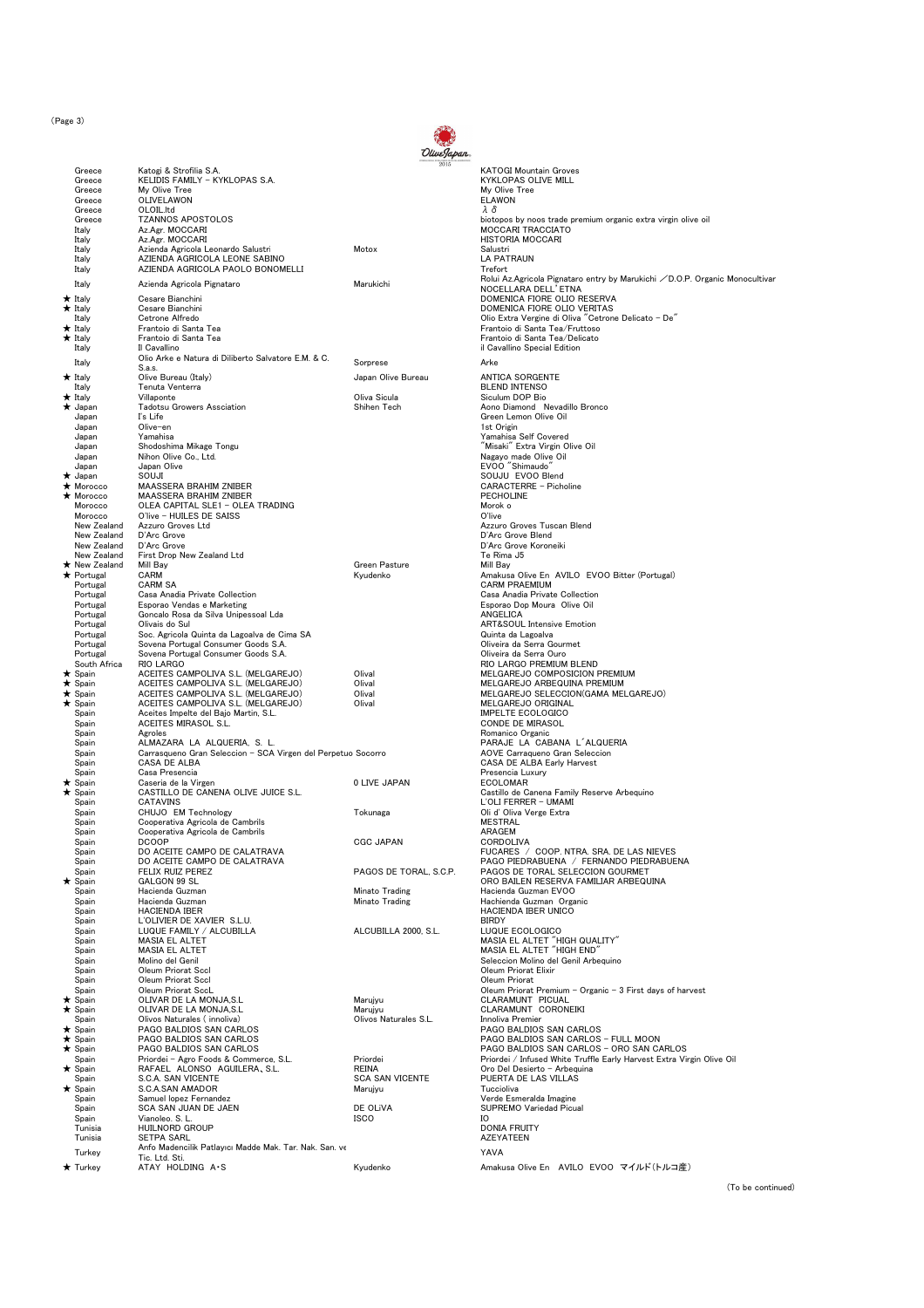| | Country | Company | Importer | Product |
|---|---|---|---|---|
| | Greece | Katogi & Strofilia S.A. | | KATOGI Mountain Groves |
| | Greece | KELIDIS FAMILY - KYKLOPAS S.A. | | KYKLOPAS OLIVE MILL |
| | Greece | My Olive Tree | | My Olive Tree |
| | Greece | OLIVELAWON | | ELAWON |
| | Greece | OLOIL.ltd | | λδ |
| | Greece | TZANNOS APOSTOLOS | | biotopos by noos trade premium organic extra virgin olive oil |
| | Italy | Az.Agr. MOCCARI | | MOCCARI TRACCIATO |
| | Italy | Az.Agr. MOCCARI | | HISTORIA MOCCARI |
| | Italy | Azienda Agricola Leonardo Salustri | Motox | Salustri |
| | Italy | AZIENDA AGRICOLA LEONE SABINO | | LA PATRAUN |
| | Italy | AZIENDA AGRICOLA PAOLO BONOMELLI | | Trefort |
| | Italy | Azienda Agricola Pignataro | Marukichi | Rolui Az.Agricola Pignataro entry by Marukichi ／D.O.P. Organic Monocultivar NOCELLARA DELL' ETNA |
| ★ | Italy | Cesare Bianchini | | DOMENICA FIORE OLIO RESERVA |
| ★ | Italy | Cesare Bianchini | | DOMENICA FIORE OLIO VERITAS |
| | Italy | Cetrone Alfredo | | Olio Extra Vergine di Oliva "Cetrone Delicato - De" |
| ★ | Italy | Frantoio di Santa Tea | | Frantoio di Santa Tea/Fruttoso |
| ★ | Italy | Frantoio di Santa Tea | | Frantoio di Santa Tea/Delicato |
| | Italy | Il Cavallino | | il Cavallino Special Edition |
| | Italy | Olio Arke e Natura di Diliberto Salvatore E.M. & C. S.a.s. | Sorprese | Arke |
| ★ | Italy | Olive Bureau (Italy) | Japan Olive Bureau | ANTICA SORGENTE |
| | Italy | Tenuta Venterra | | BLEND INTENSO |
| ★ | Italy | Villaponte | Oliva Sicula | Siculum DOP Bio |
| ★ | Japan | Tadotsu Growers Assciation | Shihen Tech | Aono Diamond Nevadillo Bronco |
| | Japan | I's Life | | Green Lemon Olive Oil |
| | Japan | Olive-en | | 1st Origin |
| | Japan | Yamahisa | | Yamahisa Self Covered |
| | Japan | Shodoshima Mikage Tongu | | "Misaki" Extra Virgin Olive Oil |
| | Japan | Nihon Olive Co., Ltd. | | Nagayo made Olive Oil |
| | Japan | Japan Olive | | EVOO "Shimaudo" |
| ★ | Japan | SOUJI | | SOUJU EVOO Blend |
| ★ | Morocco | MAASSERA BRAHIM ZNIBER | | CARACTERRE - Picholine |
| ★ | Morocco | MAASSERA BRAHIM ZNIBER | | PECHOLINE |
| | Morocco | OLEA CAPITAL SLE1 - OLEA TRADING | | Morok o |
| | Morocco | O'live - HUILES DE SAISS | | O'live |
| | New Zealand | Azzuro Groves Ltd | | Azzuro Groves Tuscan Blend |
| | New Zealand | D'Arc Grove | | D'Arc Grove Blend |
| | New Zealand | D'Arc Grove | | D'Arc Grove Koroneiki |
| | New Zealand | First Drop New Zealand Ltd | | Te Rima J5 |
| ★ | New Zealand | Mill Bay | Green Pasture | Mill Bay |
| ★ | Portugal | CARM | Kyudenko | Amakusa Olive En AVILO EVOO Bitter (Portugal) |
| | Portugal | CARM SA | | CARM PRAEMIUM |
| | Portugal | Casa Anadia Private Collection | | Casa Anadia Private Collection |
| | Portugal | Esporao Vendas e Marketing | | Esporao Dop Moura Olive Oil |
| | Portugal | Goncalo Rosa da Silva Unipessoal Lda | | ANGELICA |
| | Portugal | Olivais do Sul | | ART&SOUL Intensive Emotion |
| | Portugal | Soc. Agricola Quinta da Lagoalva de Cima SA | | Quinta da Lagoalva |
| | Portugal | Sovena Portugal Consumer Goods S.A. | | Oliveira da Serra Gourmet |
| | Portugal | Sovena Portugal Consumer Goods S.A. | | Oliveira da Serra Ouro |
| | South Africa | RIO LARGO | | RIO LARGO PREMIUM BLEND |
| ★ | Spain | ACEITES CAMPOLIVA S.L. (MELGAREJO) | Olival | MELGAREJO COMPOSICION PREMIUM |
| ★ | Spain | ACEITES CAMPOLIVA S.L. (MELGAREJO) | Olival | MELGAREJO ARBEQUINA PREMIUM |
| ★ | Spain | ACEITES CAMPOLIVA S.L. (MELGAREJO) | Olival | MELGAREJO SELECCION(GAMA MELGAREJO) |
| ★ | Spain | ACEITES CAMPOLIVA S.L. (MELGAREJO) | Olival | MELGAREJO ORIGINAL |
| | Spain | Aceites Impelte del Bajo Martin, S.L. | | IMPELTE ECOLOGICO |
| | Spain | ACEITES MIRASOL S.L. | | CONDE DE MIRASOL |
| | Spain | Agroles | | Romanico Organic |
| | Spain | ALMAZARA LA ALQUERIA, S. L. | | PARAJE LA CABANA L´ALQUERIA |
| | Spain | Carrasqueno Gran Seleccion - SCA Virgen del Perpetuo Socorro | | AOVE Carraqueno Gran Seleccion |
| | Spain | CASA DE ALBA | | CASA DE ALBA Early Harvest |
| | Spain | Casa Presencia | | Presencia Luxury |
| ★ | Spain | Caseria de la Virgen | O LIVE JAPAN | ECOLOMAR |
| ★ | Spain | CASTILLO DE CANENA OLIVE JUICE S.L. | | Castillo de Canena Family Reserve Arbequino |
| | Spain | CATAVINS | | L'OLI FERRER - UMAMI |
| | Spain | CHUJO EM Technology | Tokunaga | Oli d' Oliva Verge Extra |
| | Spain | Cooperativa Agricola de Cambrils | | MESTRAL |
| | Spain | Cooperativa Agricola de Cambrils | | ARAGEM |
| | Spain | DCOOP | CGC JAPAN | CORDOLIVA |
| | Spain | DO ACEITE CAMPO DE CALATRAVA | | FUCARES / COOP. NTRA. SRA. DE LAS NIEVES |
| | Spain | DO ACEITE CAMPO DE CALATRAVA | | PAGO PIEDRABUENA / FERNANDO PIEDRABUENA |
| | Spain | FELIX RUIZ PEREZ | PAGOS DE TORAL, S.C.P. | PAGOS DE TORAL SELECCION GOURMET |
| ★ | Spain | GALGON 99 SL | | ORO BAILEN RESERVA FAMILIAR ARBEQUINA |
| | Spain | Hacienda Guzman | Minato Trading | Hacienda Guzman EVOO |
| | Spain | Hacienda Guzman | Minato Trading | Hachienda Guzman Organic |
| | Spain | HACIENDA IBER | | HACIENDA IBER UNICO |
| | Spain | L'OLIVIER DE XAVIER S.L.U. | | BIRDY |
| | Spain | LUQUE FAMILY / ALCUBILLA | ALCUBILLA 2000, S.L. | LUQUE ECOLOGICO |
| | Spain | MASIA EL ALTET | | MASIA EL ALTET "HIGH QUALITY" |
| | Spain | MASIA EL ALTET | | MASIA EL ALTET "HIGH END" |
| | Spain | Molino del Genil | | Seleccion Molino del Genil Arbequino |
| | Spain | Oleum Priorat Sccl | | Oleum Priorat Elixir |
| | Spain | Oleum Priorat Sccl | | Oleum Priorat |
| | Spain | Oleum Priorat SccL | | Oleum Priorat Premium - Organic - 3 First days of harvest |
| ★ | Spain | OLIVAR DE LA MONJA,S.L | Marujyu | CLARAMUNT PICUAL |
| ★ | Spain | OLIVAR DE LA MONJA,S.L | Marujyu | CLARAMUNT CORONEIKI |
| | Spain | Olivos Naturales ( innoliva) | Olivos Naturales S.L. | Innoliva Premier |
| ★ | Spain | PAGO BALDIOS SAN CARLOS | | PAGO BALDIOS SAN CARLOS |
| ★ | Spain | PAGO BALDIOS SAN CARLOS | | PAGO BALDIOS SAN CARLOS - FULL MOON |
| ★ | Spain | PAGO BALDIOS SAN CARLOS | | PAGO BALDIOS SAN CARLOS - ORO SAN CARLOS |
| | Spain | Priordei - Agro Foods & Commerce, S.L. | Priordei | Priordei / Infused White Truffle Early Harvest Extra Virgin Olive Oil |
| ★ | Spain | RAFAEL ALONSO AGUILERA, S.L. | REINA | Oro Del Desierto - Arbequina |
| | Spain | S.C.A. SAN VICENTE | SCA SAN VICENTE | PUERTA DE LAS VILLAS |
| ★ | Spain | S.C.A.SAN AMADOR | Marujyu | Tuccioliva |
| | Spain | Samuel lopez Fernandez | | Verde Esmeralda Imagine |
| | Spain | SCA SAN JUAN DE JAEN | DE OLiVA | SUPREMO Variedad Picual |
| | Spain | Vianoleo. S. L. | ISCO | IO |
| | Tunisia | HUILNORD GROUP | | DONIA FRUITY |
| | Tunisia | SETPA SARL | | AZEYATEEN |
| | Turkey | Anfo Madencilik Patlayıcı Madde Mak. Tar. Nak. San. ve Tic. Ltd. Sti. | | YAVA |
| ★ | Turkey | ATAY HOLDING A・S | Kyudenko | Amakusa Olive En AVILO EVOO マイルド(トルコ産) |

(To be continued)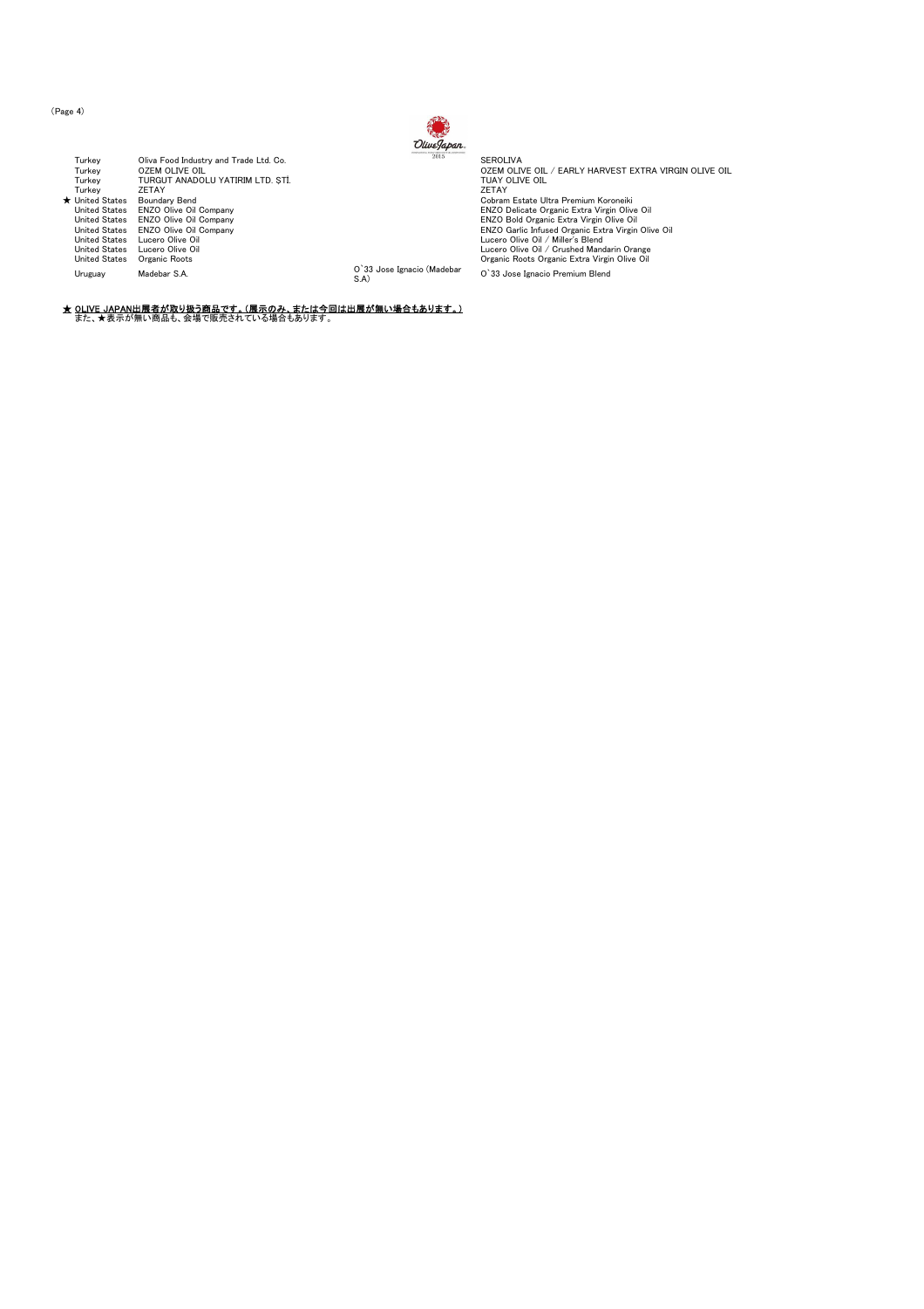| | | | | |
|---|---|---|---|---|
| | Turkey | Oliva Food Industry and Trade Ltd. Co. | | SEROLIVA |
| | Turkey | OZEM OLIVE OIL | | OZEM OLIVE OIL / EARLY HARVEST EXTRA VIRGIN OLIVE OIL |
| | Turkey | TURGUT ANADOLU YATIRIM LTD. ŞTİ. | | TUAY OLIVE OIL |
| | Turkey | ZETAY | | ZETAY |
| ★ | United States | Boundary Bend | | Cobram Estate Ultra Premium Koroneiki |
| | United States | ENZO Olive Oil Company | | ENZO Delicate Organic Extra Virgin Olive Oil |
| | United States | ENZO Olive Oil Company | | ENZO Bold Organic Extra Virgin Olive Oil |
| | United States | ENZO Olive Oil Company | | ENZO Garlic Infused Organic Extra Virgin Olive Oil |
| | United States | Lucero Olive Oil | | Lucero Olive Oil / Miller's Blend |
| | United States | Lucero Olive Oil | | Lucero Olive Oil / Crushed Mandarin Orange |
| | United States | Organic Roots | | Organic Roots Organic Extra Virgin Olive Oil |
| | Uruguay | Madebar S.A. | O`33 Jose Ignacio (Madebar S.A) | O`33 Jose Ignacio Premium Blend |

<u>★ OLIVE JAPAN出展者が取り扱う商品です。（展示のみ、または今回は出展が無い場合もあります。）</u>
また、★表示が無い商品も、会場で販売されている場合もあります。